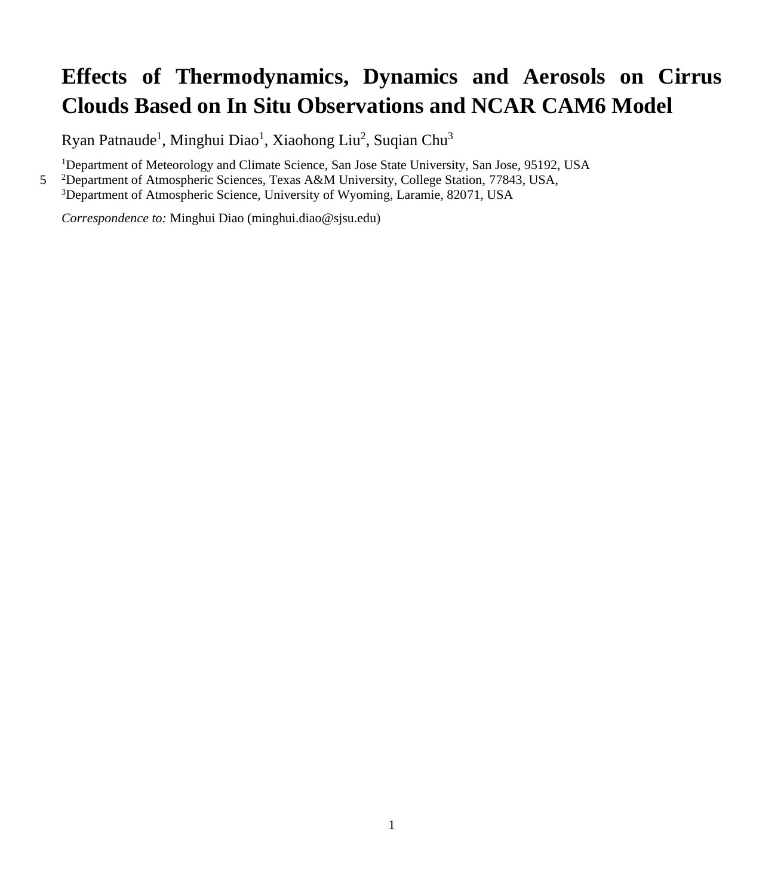# Effects of Thermodynamics, Dynamics and Aerosols on Cirrus Clouds Based on In Situ Observations and NCAR CAM6 Model

Ryan Patnaude[1], Minghui Diao[1], Xiaohong Liu[2], Suqian Chu[3]

[1]Department of Meteorology and Climate Science, San Jose State University, San Jose, 95192, USA
[2]Department of Atmospheric Sciences, Texas A&M University, College Station, 77843, USA,
[3]Department of Atmospheric Science, University of Wyoming, Laramie, 82071, USA

*Correspondence to:* Minghui Diao (minghui.diao@sjsu.edu)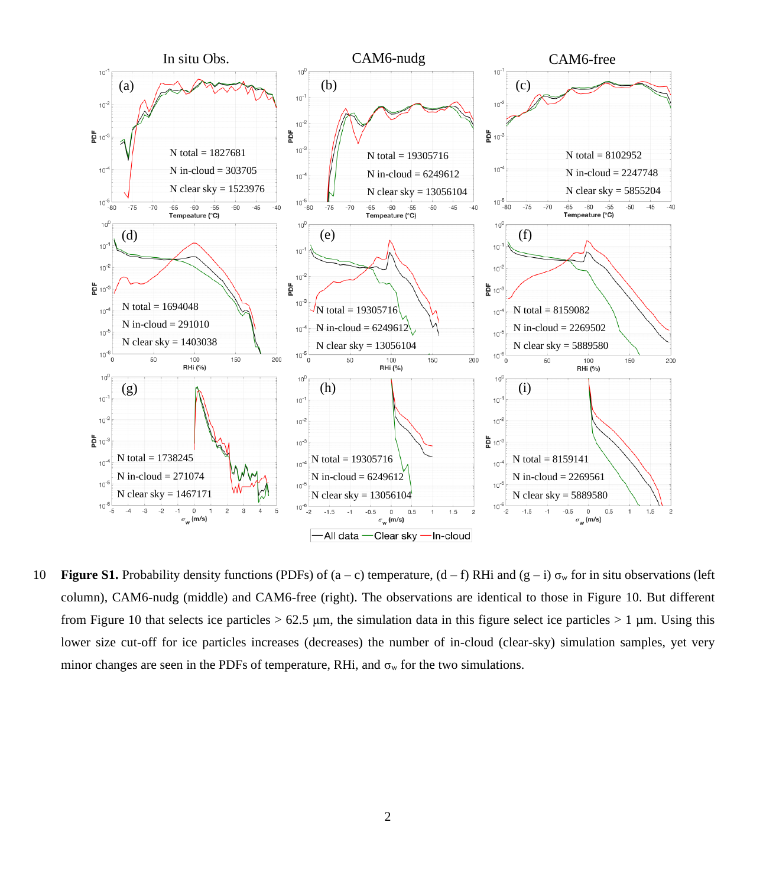In situ Obs.

CAM6-nudg

CAM6-free

(a)

N total = 1827681

N in-cloud = 303705

N clear sky = 1523976

(b)

N total = 19305716

N in-cloud = 6249612

N clear sky = 13056104

(c)

N total = 8102952

N in-cloud = 2247748

N clear sky = 5855204

(d)

N total = 1694048

N in-cloud = 291010

N clear sky = 1403038

(e)

N total = 19305716

N in-cloud = 6249612

N clear sky = 13056104

(f)

N total = 8159082

N in-cloud = 2269502

N clear sky = 5889580

(g)

N total = 1738245

N in-cloud = 271074

N clear sky = 1467171

(h)

N total = 19305716

N in-cloud = 6249612

N clear sky = 13056104

(i)

N total = 8159141

N in-cloud = 2269561

N clear sky = 5889580

Tempeature (°C)

RHi (%)

$\sigma_w$ (m/s)

PDF

All data — Clear sky — In-cloud

**Figure S1.** Probability density functions (PDFs) of (a – c) temperature, (d – f) RHi and (g – i) $\sigma_w$ for in situ observations (left column), CAM6-nudg (middle) and CAM6-free (right). The observations are identical to those in Figure 10. But different from Figure 10 that selects ice particles > 62.5 µm, the simulation data in this figure select ice particles > 1 µm. Using this lower size cut-off for ice particles increases (decreases) the number of in-cloud (clear-sky) simulation samples, yet very minor changes are seen in the PDFs of temperature, RHi, and $\sigma_w$ for the two simulations.